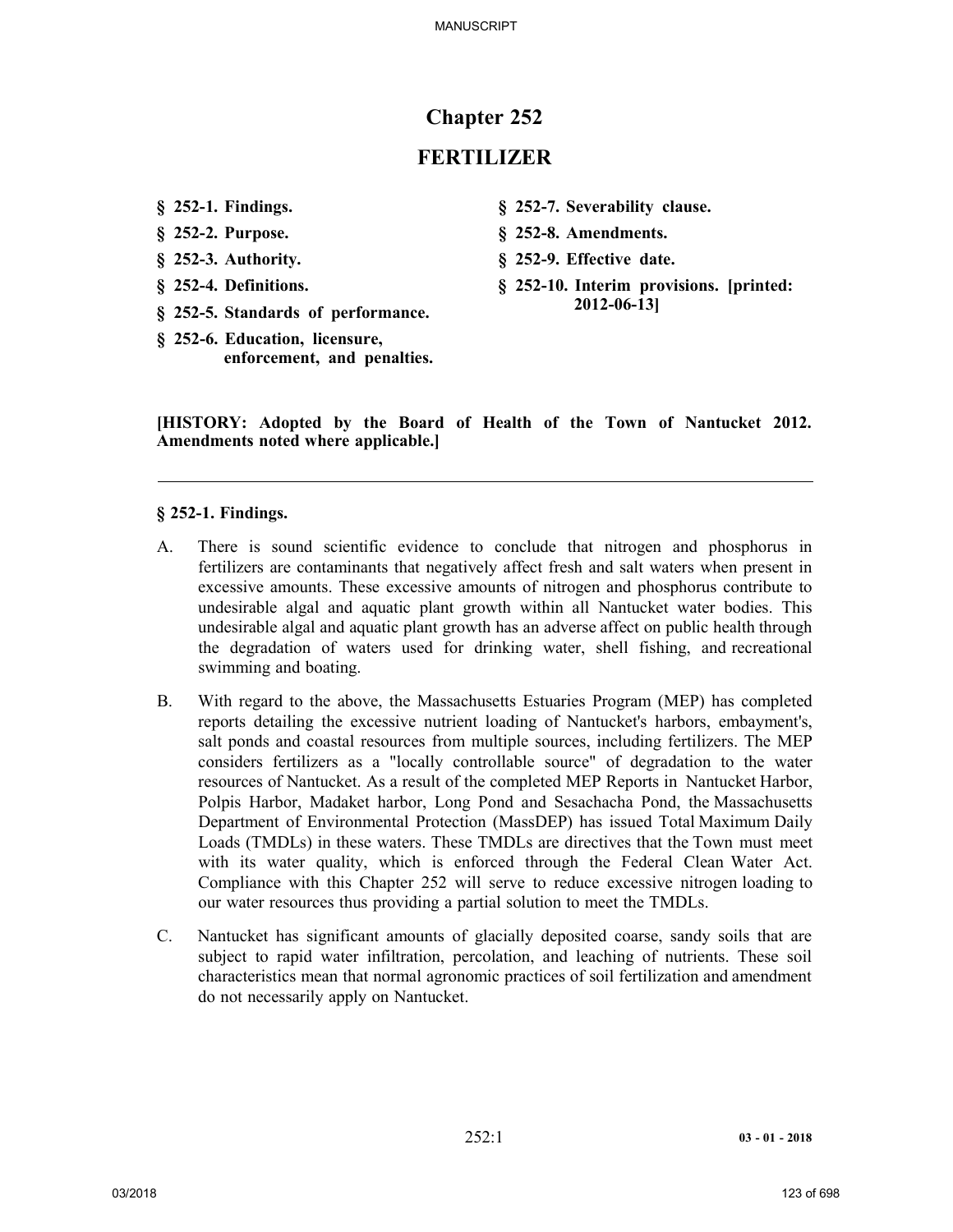# Chapter 252

# FERTILIZER

**§ 252-1. Findings.**

**§ 252-2. Purpose.**

**§ 252-3. Authority.**

**§ 252-4. Definitions.**

**§ 252-5. Standards of performance.**

**§ 252-6. Education, licensure, enforcement, and penalties.**

**§ 252-7. Severability clause.**

**§ 252-8. Amendments.**

**§ 252-9. Effective date.**

**§ 252-10. Interim provisions. [printed: 2012-06-13]**

**[HISTORY: Adopted by the Board of Health of the Town of Nantucket 2012. Amendments noted where applicable.]**

---

### § 252-1. Findings.

A. There is sound scientific evidence to conclude that nitrogen and phosphorus in fertilizers are contaminants that negatively affect fresh and salt waters when present in excessive amounts. These excessive amounts of nitrogen and phosphorus contribute to undesirable algal and aquatic plant growth within all Nantucket water bodies. This undesirable algal and aquatic plant growth has an adverse affect on public health through the degradation of waters used for drinking water, shell fishing, and recreational swimming and boating.

B. With regard to the above, the Massachusetts Estuaries Program (MEP) has completed reports detailing the excessive nutrient loading of Nantucket's harbors, embayment's, salt ponds and coastal resources from multiple sources, including fertilizers. The MEP considers fertilizers as a "locally controllable source" of degradation to the water resources of Nantucket. As a result of the completed MEP Reports in Nantucket Harbor, Polpis Harbor, Madaket harbor, Long Pond and Sesachacha Pond, the Massachusetts Department of Environmental Protection (MassDEP) has issued Total Maximum Daily Loads (TMDLs) in these waters. These TMDLs are directives that the Town must meet with its water quality, which is enforced through the Federal Clean Water Act. Compliance with this Chapter 252 will serve to reduce excessive nitrogen loading to our water resources thus providing a partial solution to meet the TMDLs.

C. Nantucket has significant amounts of glacially deposited coarse, sandy soils that are subject to rapid water infiltration, percolation, and leaching of nutrients. These soil characteristics mean that normal agronomic practices of soil fertilization and amendment do not necessarily apply on Nantucket.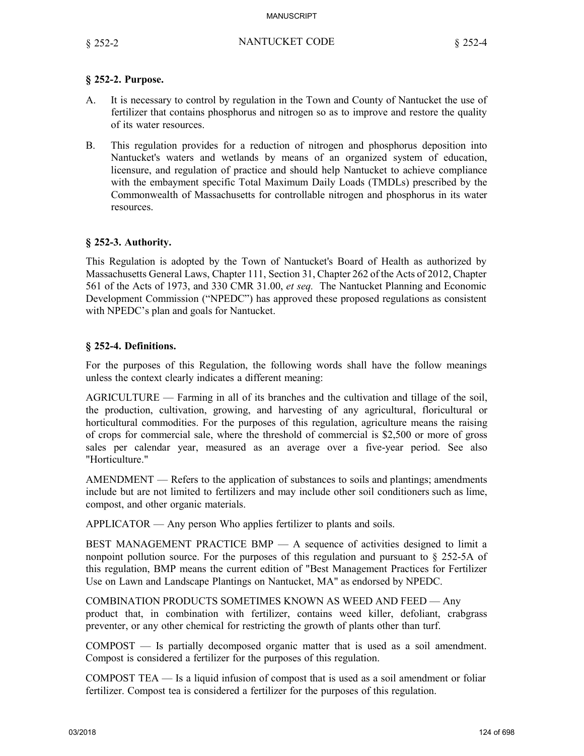### § 252-2. Purpose.

A. It is necessary to control by regulation in the Town and County of Nantucket the use of fertilizer that contains phosphorus and nitrogen so as to improve and restore the quality of its water resources.

B. This regulation provides for a reduction of nitrogen and phosphorus deposition into Nantucket's waters and wetlands by means of an organized system of education, licensure, and regulation of practice and should help Nantucket to achieve compliance with the embayment specific Total Maximum Daily Loads (TMDLs) prescribed by the Commonwealth of Massachusetts for controllable nitrogen and phosphorus in its water resources.

### § 252-3. Authority.

This Regulation is adopted by the Town of Nantucket's Board of Health as authorized by Massachusetts General Laws, Chapter 111, Section 31, Chapter 262 of the Acts of 2012, Chapter 561 of the Acts of 1973, and 330 CMR 31.00, *et seq.* The Nantucket Planning and Economic Development Commission ("NPEDC") has approved these proposed regulations as consistent with NPEDC's plan and goals for Nantucket.

### § 252-4. Definitions.

For the purposes of this Regulation, the following words shall have the follow meanings unless the context clearly indicates a different meaning:

AGRICULTURE — Farming in all of its branches and the cultivation and tillage of the soil, the production, cultivation, growing, and harvesting of any agricultural, floricultural or horticultural commodities. For the purposes of this regulation, agriculture means the raising of crops for commercial sale, where the threshold of commercial is $2,500 or more of gross sales per calendar year, measured as an average over a five-year period. See also "Horticulture."

AMENDMENT — Refers to the application of substances to soils and plantings; amendments include but are not limited to fertilizers and may include other soil conditioners such as lime, compost, and other organic materials.

APPLICATOR — Any person Who applies fertilizer to plants and soils.

BEST MANAGEMENT PRACTICE BMP — A sequence of activities designed to limit a nonpoint pollution source. For the purposes of this regulation and pursuant to § 252-5A of this regulation, BMP means the current edition of "Best Management Practices for Fertilizer Use on Lawn and Landscape Plantings on Nantucket, MA" as endorsed by NPEDC.

COMBINATION PRODUCTS SOMETIMES KNOWN AS WEED AND FEED — Any product that, in combination with fertilizer, contains weed killer, defoliant, crabgrass preventer, or any other chemical for restricting the growth of plants other than turf.

COMPOST — Is partially decomposed organic matter that is used as a soil amendment. Compost is considered a fertilizer for the purposes of this regulation.

COMPOST TEA — Is a liquid infusion of compost that is used as a soil amendment or foliar fertilizer. Compost tea is considered a fertilizer for the purposes of this regulation.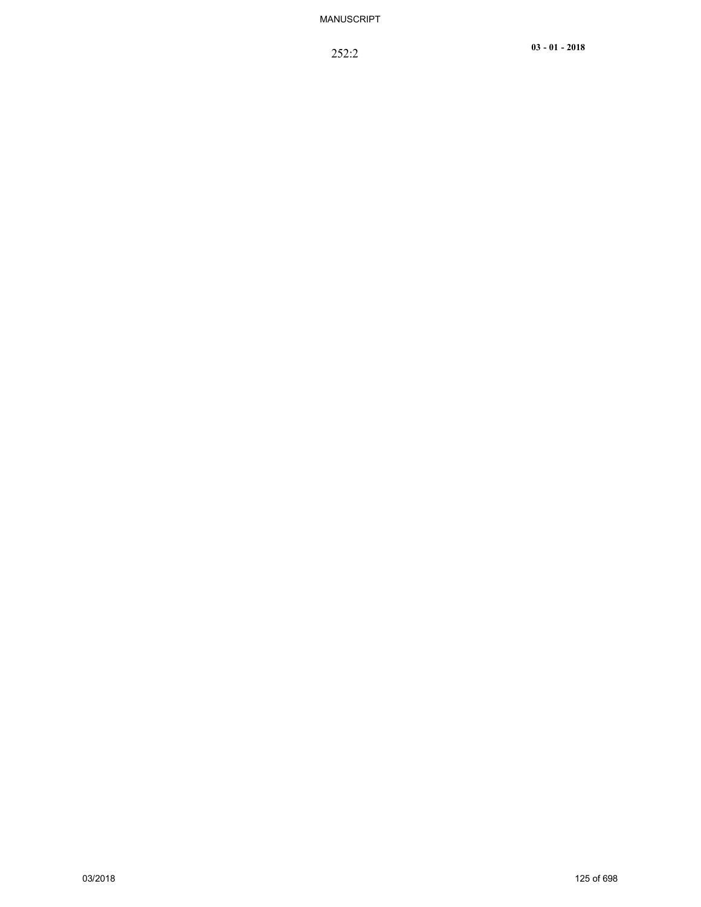252:2

**03 - 01 - 2018**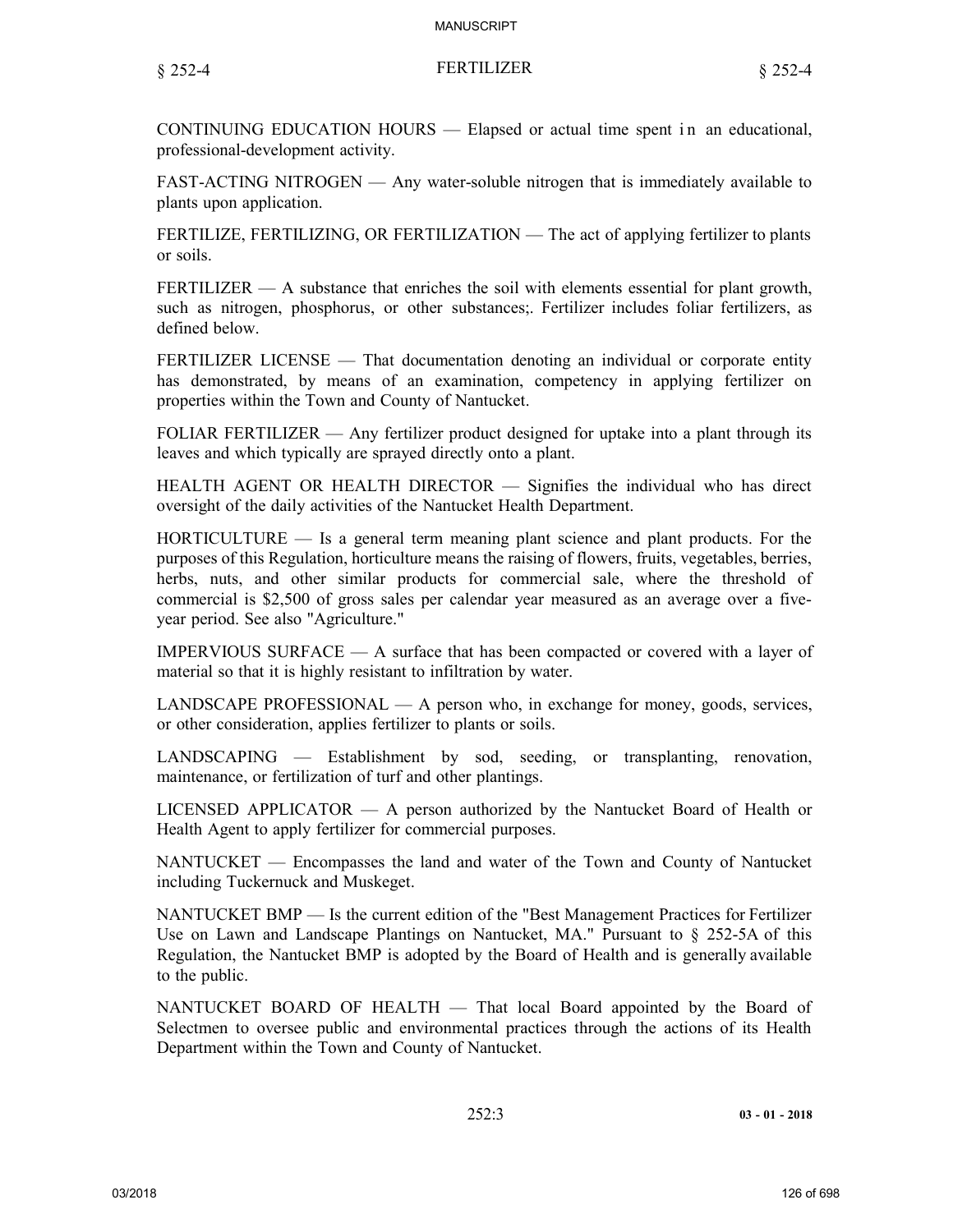CONTINUING EDUCATION HOURS — Elapsed or actual time spent in an educational, professional-development activity.

FAST-ACTING NITROGEN — Any water-soluble nitrogen that is immediately available to plants upon application.

FERTILIZE, FERTILIZING, OR FERTILIZATION — The act of applying fertilizer to plants or soils.

FERTILIZER — A substance that enriches the soil with elements essential for plant growth, such as nitrogen, phosphorus, or other substances;. Fertilizer includes foliar fertilizers, as defined below.

FERTILIZER LICENSE — That documentation denoting an individual or corporate entity has demonstrated, by means of an examination, competency in applying fertilizer on properties within the Town and County of Nantucket.

FOLIAR FERTILIZER — Any fertilizer product designed for uptake into a plant through its leaves and which typically are sprayed directly onto a plant.

HEALTH AGENT OR HEALTH DIRECTOR — Signifies the individual who has direct oversight of the daily activities of the Nantucket Health Department.

HORTICULTURE — Is a general term meaning plant science and plant products. For the purposes of this Regulation, horticulture means the raising of flowers, fruits, vegetables, berries, herbs, nuts, and other similar products for commercial sale, where the threshold of commercial is $2,500 of gross sales per calendar year measured as an average over a five-year period. See also "Agriculture."

IMPERVIOUS SURFACE — A surface that has been compacted or covered with a layer of material so that it is highly resistant to infiltration by water.

LANDSCAPE PROFESSIONAL — A person who, in exchange for money, goods, services, or other consideration, applies fertilizer to plants or soils.

LANDSCAPING — Establishment by sod, seeding, or transplanting, renovation, maintenance, or fertilization of turf and other plantings.

LICENSED APPLICATOR — A person authorized by the Nantucket Board of Health or Health Agent to apply fertilizer for commercial purposes.

NANTUCKET — Encompasses the land and water of the Town and County of Nantucket including Tuckernuck and Muskeget.

NANTUCKET BMP — Is the current edition of the "Best Management Practices for Fertilizer Use on Lawn and Landscape Plantings on Nantucket, MA." Pursuant to § 252-5A of this Regulation, the Nantucket BMP is adopted by the Board of Health and is generally available to the public.

NANTUCKET BOARD OF HEALTH — That local Board appointed by the Board of Selectmen to oversee public and environmental practices through the actions of its Health Department within the Town and County of Nantucket.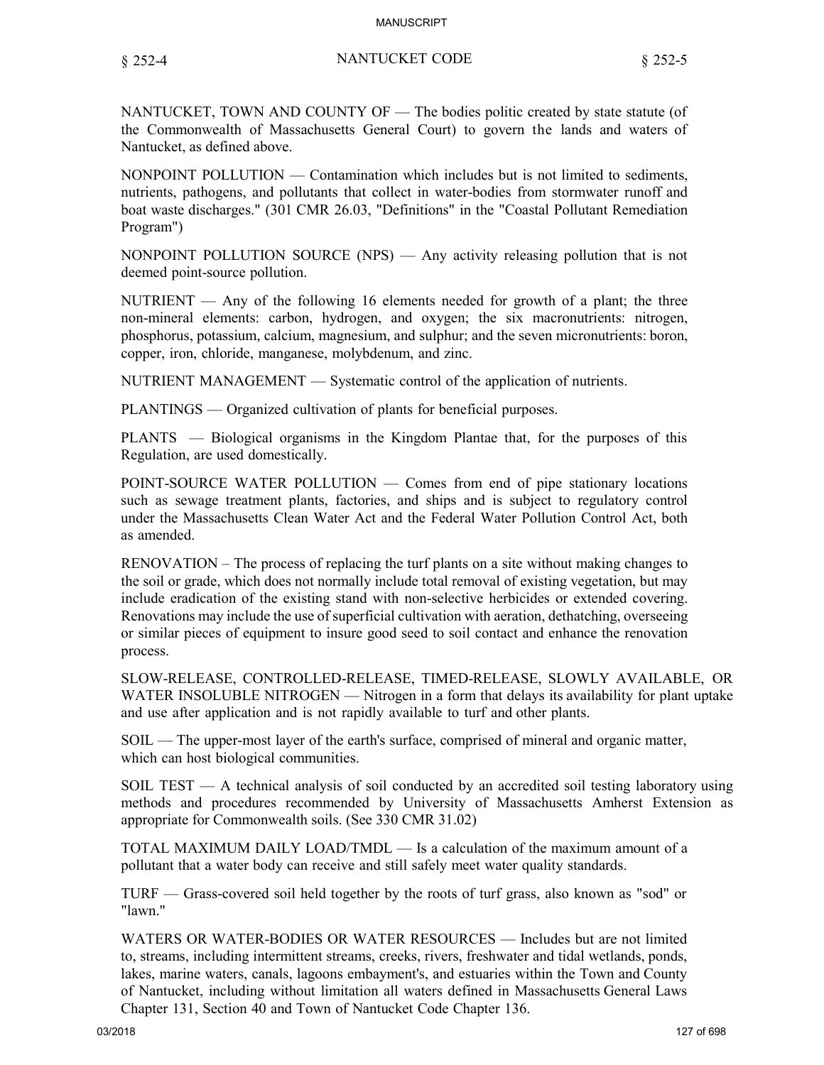NANTUCKET, TOWN AND COUNTY OF — The bodies politic created by state statute (of the Commonwealth of Massachusetts General Court) to govern the lands and waters of Nantucket, as defined above.

NONPOINT POLLUTION — Contamination which includes but is not limited to sediments, nutrients, pathogens, and pollutants that collect in water-bodies from stormwater runoff and boat waste discharges." (301 CMR 26.03, "Definitions" in the "Coastal Pollutant Remediation Program")

NONPOINT POLLUTION SOURCE (NPS) — Any activity releasing pollution that is not deemed point-source pollution.

NUTRIENT — Any of the following 16 elements needed for growth of a plant; the three non-mineral elements: carbon, hydrogen, and oxygen; the six macronutrients: nitrogen, phosphorus, potassium, calcium, magnesium, and sulphur; and the seven micronutrients: boron, copper, iron, chloride, manganese, molybdenum, and zinc.

NUTRIENT MANAGEMENT — Systematic control of the application of nutrients.

PLANTINGS — Organized cultivation of plants for beneficial purposes.

PLANTS — Biological organisms in the Kingdom Plantae that, for the purposes of this Regulation, are used domestically.

POINT-SOURCE WATER POLLUTION — Comes from end of pipe stationary locations such as sewage treatment plants, factories, and ships and is subject to regulatory control under the Massachusetts Clean Water Act and the Federal Water Pollution Control Act, both as amended.

RENOVATION – The process of replacing the turf plants on a site without making changes to the soil or grade, which does not normally include total removal of existing vegetation, but may include eradication of the existing stand with non-selective herbicides or extended covering. Renovations may include the use of superficial cultivation with aeration, dethatching, overseeing or similar pieces of equipment to insure good seed to soil contact and enhance the renovation process.

SLOW-RELEASE, CONTROLLED-RELEASE, TIMED-RELEASE, SLOWLY AVAILABLE, OR WATER INSOLUBLE NITROGEN — Nitrogen in a form that delays its availability for plant uptake and use after application and is not rapidly available to turf and other plants.

SOIL — The upper-most layer of the earth's surface, comprised of mineral and organic matter, which can host biological communities.

SOIL TEST — A technical analysis of soil conducted by an accredited soil testing laboratory using methods and procedures recommended by University of Massachusetts Amherst Extension as appropriate for Commonwealth soils. (See 330 CMR 31.02)

TOTAL MAXIMUM DAILY LOAD/TMDL — Is a calculation of the maximum amount of a pollutant that a water body can receive and still safely meet water quality standards.

TURF — Grass-covered soil held together by the roots of turf grass, also known as "sod" or "lawn."

WATERS OR WATER-BODIES OR WATER RESOURCES — Includes but are not limited to, streams, including intermittent streams, creeks, rivers, freshwater and tidal wetlands, ponds, lakes, marine waters, canals, lagoons embayment's, and estuaries within the Town and County of Nantucket, including without limitation all waters defined in Massachusetts General Laws Chapter 131, Section 40 and Town of Nantucket Code Chapter 136.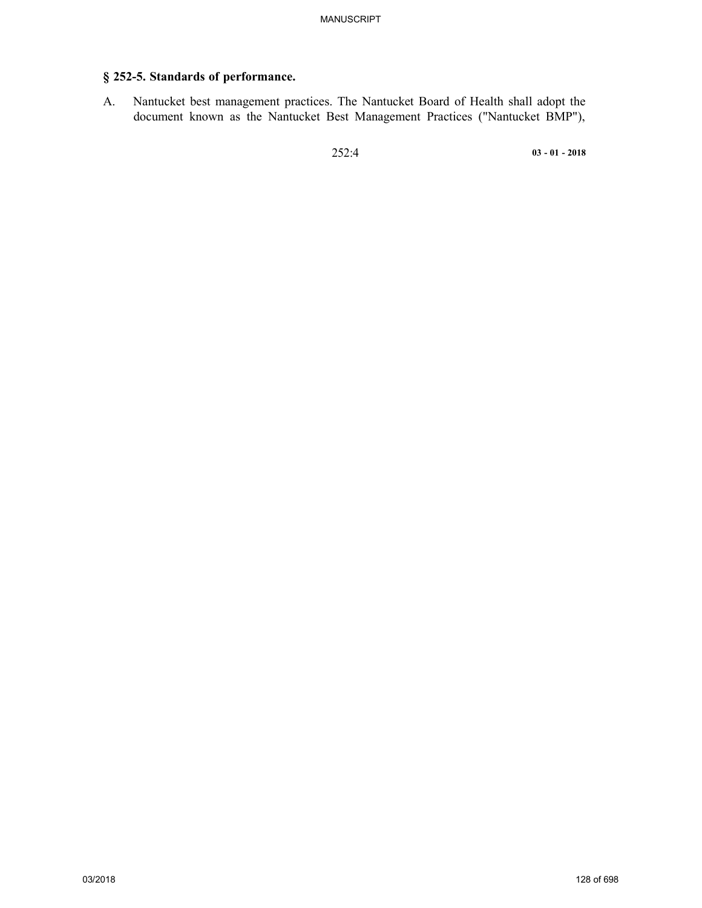## § 252-5. Standards of performance.

A. Nantucket best management practices. The Nantucket Board of Health shall adopt the document known as the Nantucket Best Management Practices ("Nantucket BMP"),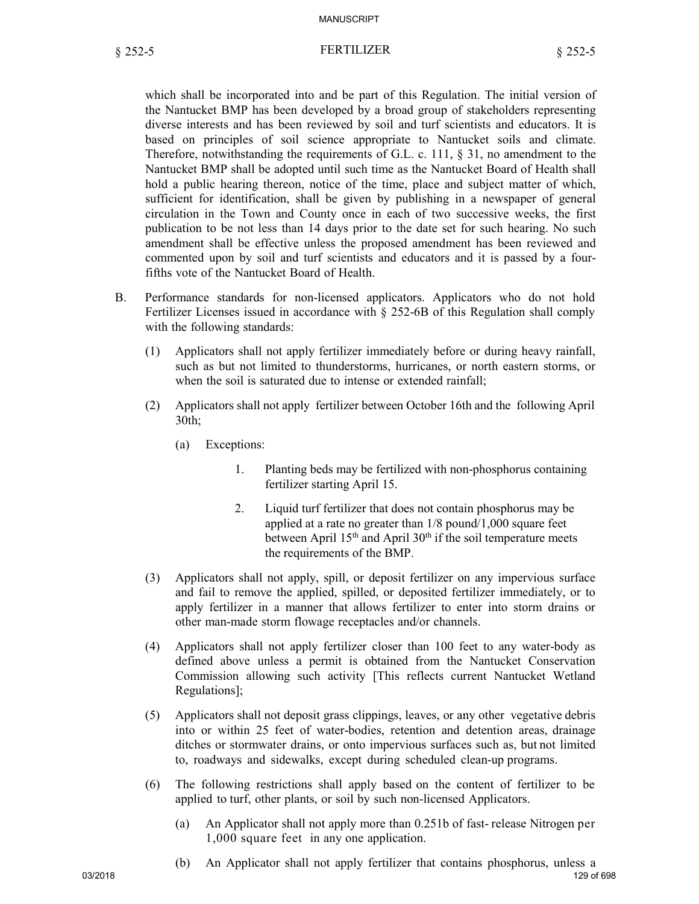which shall be incorporated into and be part of this Regulation. The initial version of the Nantucket BMP has been developed by a broad group of stakeholders representing diverse interests and has been reviewed by soil and turf scientists and educators. It is based on principles of soil science appropriate to Nantucket soils and climate. Therefore, notwithstanding the requirements of G.L. c. 111, § 31, no amendment to the Nantucket BMP shall be adopted until such time as the Nantucket Board of Health shall hold a public hearing thereon, notice of the time, place and subject matter of which, sufficient for identification, shall be given by publishing in a newspaper of general circulation in the Town and County once in each of two successive weeks, the first publication to be not less than 14 days prior to the date set for such hearing. No such amendment shall be effective unless the proposed amendment has been reviewed and commented upon by soil and turf scientists and educators and it is passed by a four-fifths vote of the Nantucket Board of Health.

B. Performance standards for non-licensed applicators. Applicators who do not hold Fertilizer Licenses issued in accordance with § 252-6B of this Regulation shall comply with the following standards:

(1) Applicators shall not apply fertilizer immediately before or during heavy rainfall, such as but not limited to thunderstorms, hurricanes, or north eastern storms, or when the soil is saturated due to intense or extended rainfall;

(2) Applicators shall not apply fertilizer between October 16th and the following April 30th;

(a) Exceptions:

1. Planting beds may be fertilized with non-phosphorus containing fertilizer starting April 15.

2. Liquid turf fertilizer that does not contain phosphorus may be applied at a rate no greater than 1/8 pound/1,000 square feet between April 15th and April 30th if the soil temperature meets the requirements of the BMP.

(3) Applicators shall not apply, spill, or deposit fertilizer on any impervious surface and fail to remove the applied, spilled, or deposited fertilizer immediately, or to apply fertilizer in a manner that allows fertilizer to enter into storm drains or other man-made storm flowage receptacles and/or channels.

(4) Applicators shall not apply fertilizer closer than 100 feet to any water-body as defined above unless a permit is obtained from the Nantucket Conservation Commission allowing such activity [This reflects current Nantucket Wetland Regulations];

(5) Applicators shall not deposit grass clippings, leaves, or any other vegetative debris into or within 25 feet of water-bodies, retention and detention areas, drainage ditches or stormwater drains, or onto impervious surfaces such as, but not limited to, roadways and sidewalks, except during scheduled clean-up programs.

(6) The following restrictions shall apply based on the content of fertilizer to be applied to turf, other plants, or soil by such non-licensed Applicators.

(a) An Applicator shall not apply more than 0.251b of fast- release Nitrogen per 1,000 square feet in any one application.

(b) An Applicator shall not apply fertilizer that contains phosphorus, unless a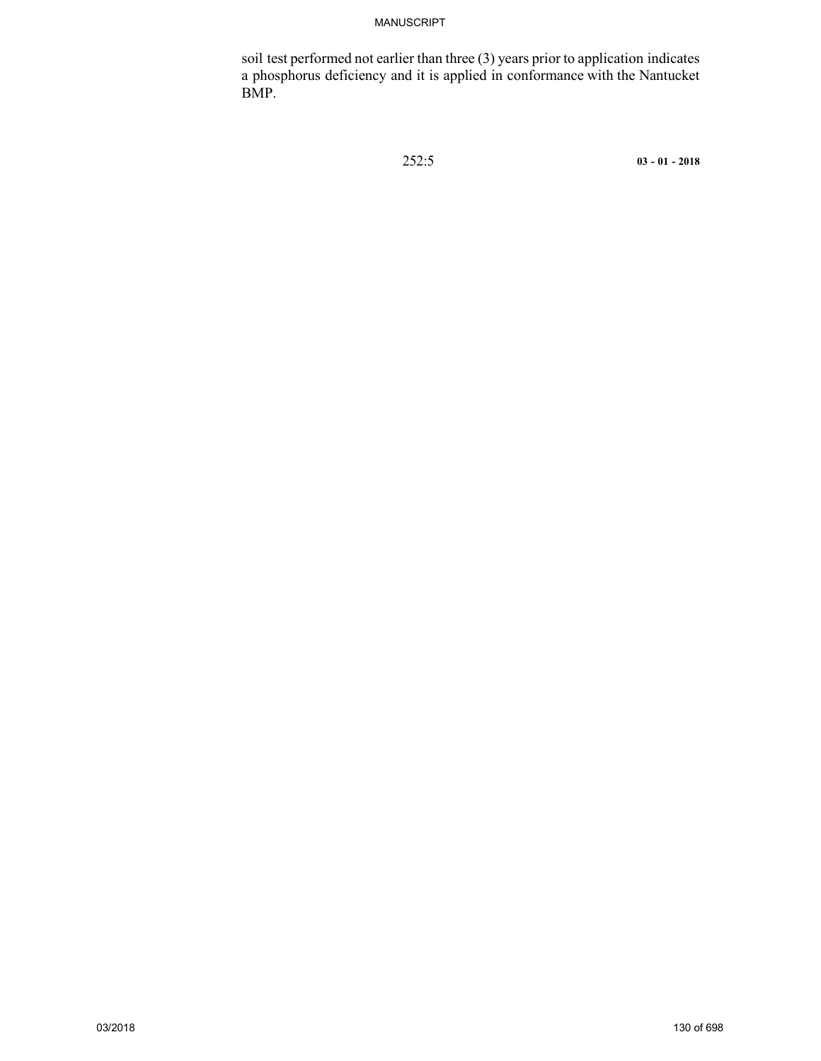soil test performed not earlier than three (3) years prior to application indicates a phosphorus deficiency and it is applied in conformance with the Nantucket BMP.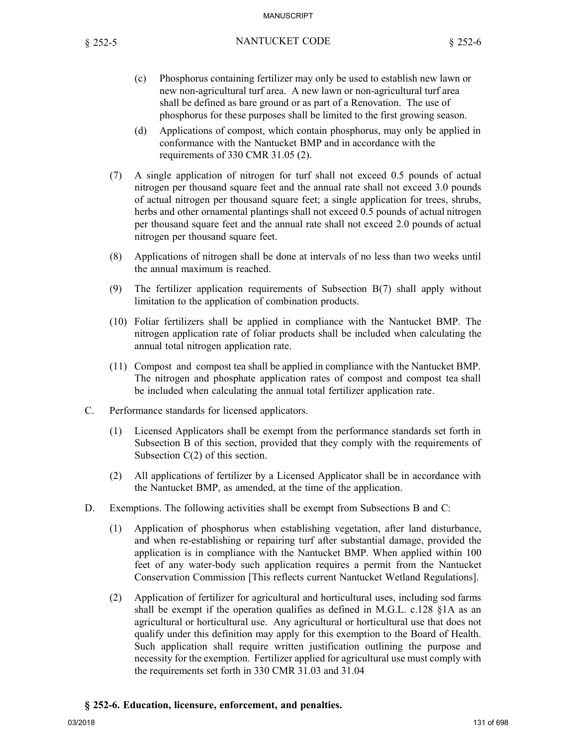(c) Phosphorus containing fertilizer may only be used to establish new lawn or new non-agricultural turf area. A new lawn or non-agricultural turf area shall be defined as bare ground or as part of a Renovation. The use of phosphorus for these purposes shall be limited to the first growing season.

(d) Applications of compost, which contain phosphorus, may only be applied in conformance with the Nantucket BMP and in accordance with the requirements of 330 CMR 31.05 (2).

(7) A single application of nitrogen for turf shall not exceed 0.5 pounds of actual nitrogen per thousand square feet and the annual rate shall not exceed 3.0 pounds of actual nitrogen per thousand square feet; a single application for trees, shrubs, herbs and other ornamental plantings shall not exceed 0.5 pounds of actual nitrogen per thousand square feet and the annual rate shall not exceed 2.0 pounds of actual nitrogen per thousand square feet.

(8) Applications of nitrogen shall be done at intervals of no less than two weeks until the annual maximum is reached.

(9) The fertilizer application requirements of Subsection B(7) shall apply without limitation to the application of combination products.

(10) Foliar fertilizers shall be applied in compliance with the Nantucket BMP. The nitrogen application rate of foliar products shall be included when calculating the annual total nitrogen application rate.

(11) Compost and compost tea shall be applied in compliance with the Nantucket BMP. The nitrogen and phosphate application rates of compost and compost tea shall be included when calculating the annual total fertilizer application rate.

C. Performance standards for licensed applicators.

(1) Licensed Applicators shall be exempt from the performance standards set forth in Subsection B of this section, provided that they comply with the requirements of Subsection C(2) of this section.

(2) All applications of fertilizer by a Licensed Applicator shall be in accordance with the Nantucket BMP, as amended, at the time of the application.

D. Exemptions. The following activities shall be exempt from Subsections B and C:

(1) Application of phosphorus when establishing vegetation, after land disturbance, and when re-establishing or repairing turf after substantial damage, provided the application is in compliance with the Nantucket BMP. When applied within 100 feet of any water-body such application requires a permit from the Nantucket Conservation Commission [This reflects current Nantucket Wetland Regulations].

(2) Application of fertilizer for agricultural and horticultural uses, including sod farms shall be exempt if the operation qualifies as defined in M.G.L. c.128 §1A as an agricultural or horticultural use. Any agricultural or horticultural use that does not qualify under this definition may apply for this exemption to the Board of Health. Such application shall require written justification outlining the purpose and necessity for the exemption. Fertilizer applied for agricultural use must comply with the requirements set forth in 330 CMR 31.03 and 31.04

## § 252-6. Education, licensure, enforcement, and penalties.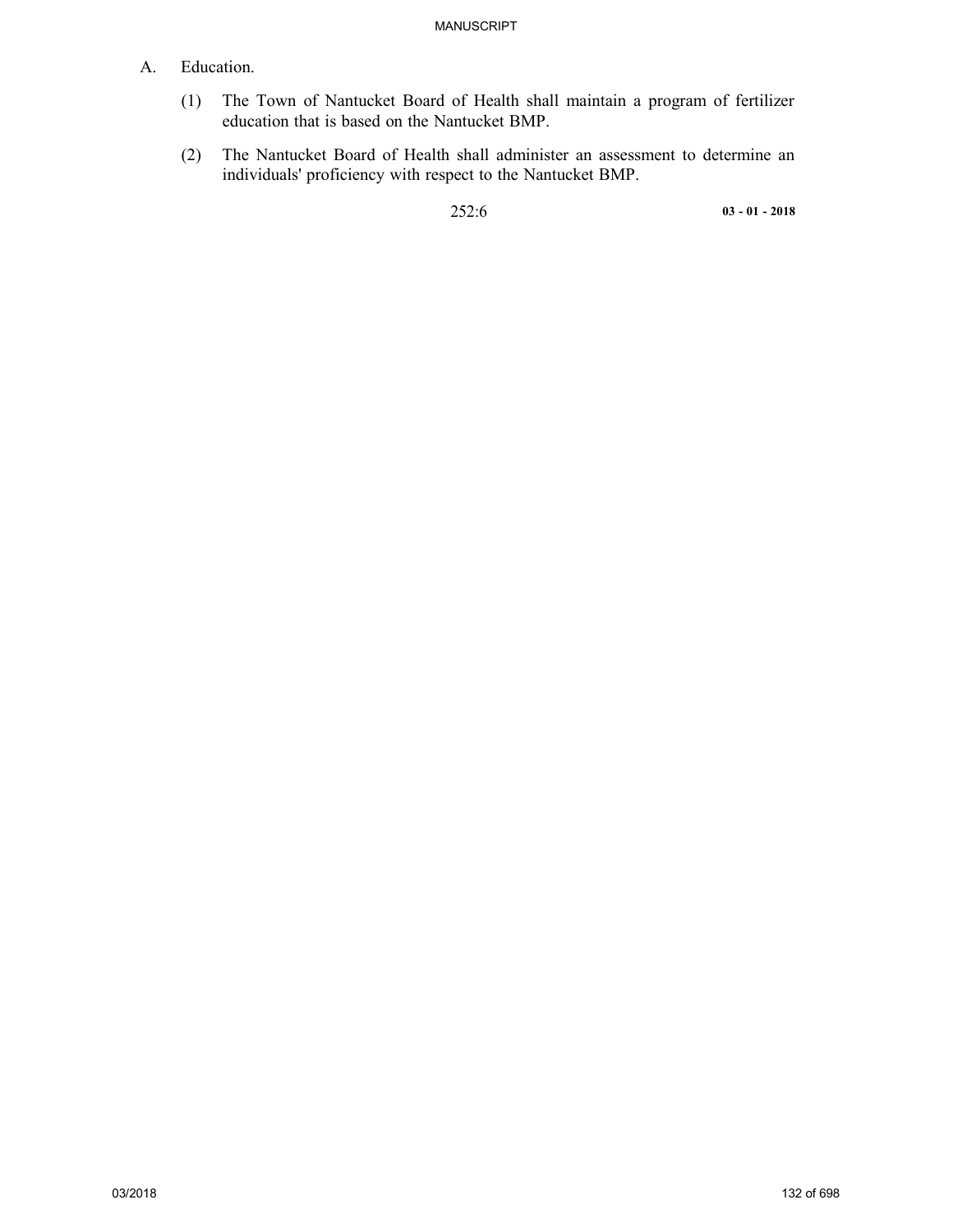A. Education.

(1) The Town of Nantucket Board of Health shall maintain a program of fertilizer education that is based on the Nantucket BMP.

(2) The Nantucket Board of Health shall administer an assessment to determine an individuals' proficiency with respect to the Nantucket BMP.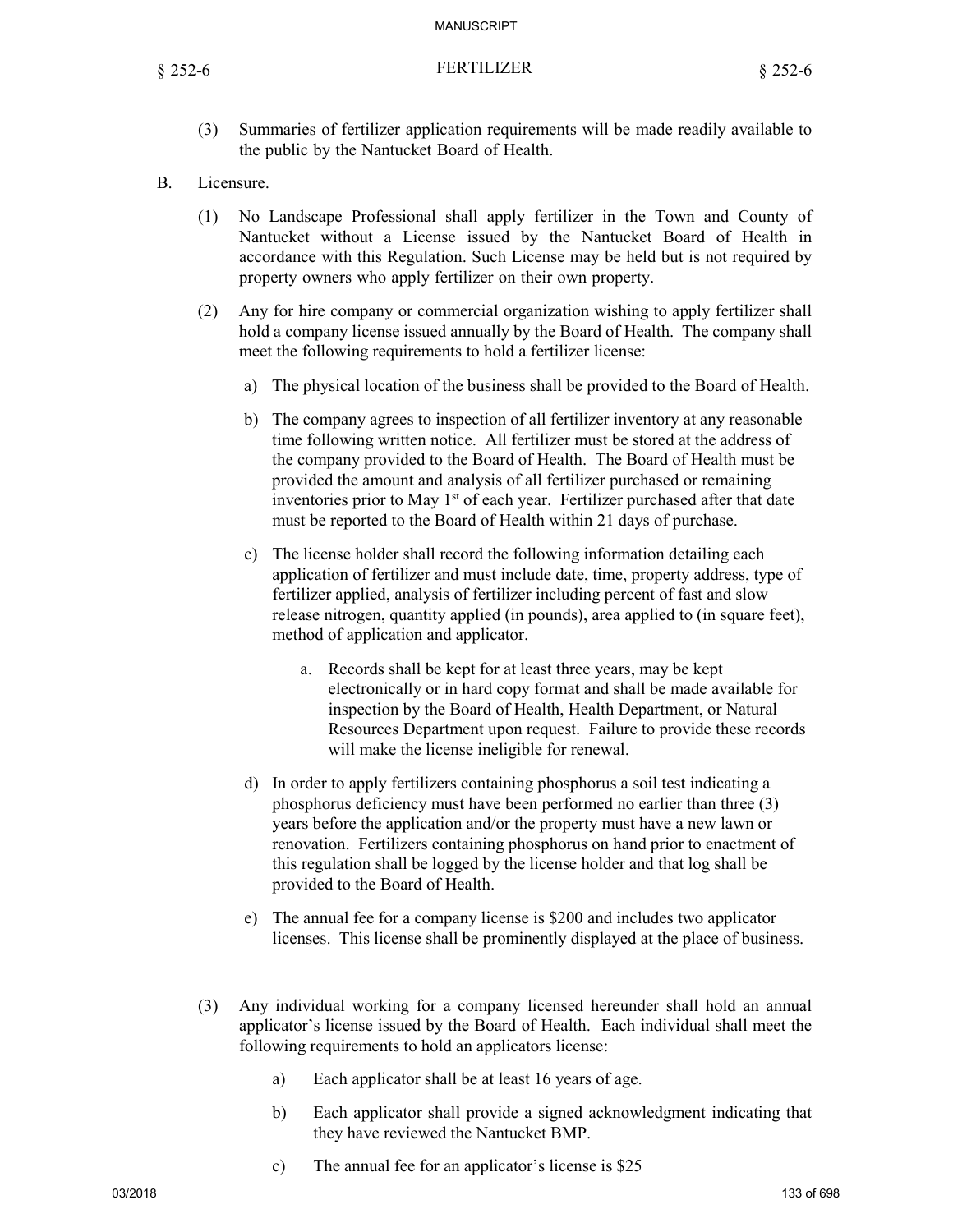(3) Summaries of fertilizer application requirements will be made readily available to the public by the Nantucket Board of Health.

B. Licensure.

(1) No Landscape Professional shall apply fertilizer in the Town and County of Nantucket without a License issued by the Nantucket Board of Health in accordance with this Regulation. Such License may be held but is not required by property owners who apply fertilizer on their own property.

(2) Any for hire company or commercial organization wishing to apply fertilizer shall hold a company license issued annually by the Board of Health. The company shall meet the following requirements to hold a fertilizer license:

a) The physical location of the business shall be provided to the Board of Health.

b) The company agrees to inspection of all fertilizer inventory at any reasonable time following written notice. All fertilizer must be stored at the address of the company provided to the Board of Health. The Board of Health must be provided the amount and analysis of all fertilizer purchased or remaining inventories prior to May 1st of each year. Fertilizer purchased after that date must be reported to the Board of Health within 21 days of purchase.

c) The license holder shall record the following information detailing each application of fertilizer and must include date, time, property address, type of fertilizer applied, analysis of fertilizer including percent of fast and slow release nitrogen, quantity applied (in pounds), area applied to (in square feet), method of application and applicator.

a. Records shall be kept for at least three years, may be kept electronically or in hard copy format and shall be made available for inspection by the Board of Health, Health Department, or Natural Resources Department upon request. Failure to provide these records will make the license ineligible for renewal.

d) In order to apply fertilizers containing phosphorus a soil test indicating a phosphorus deficiency must have been performed no earlier than three (3) years before the application and/or the property must have a new lawn or renovation. Fertilizers containing phosphorus on hand prior to enactment of this regulation shall be logged by the license holder and that log shall be provided to the Board of Health.

e) The annual fee for a company license is $200 and includes two applicator licenses. This license shall be prominently displayed at the place of business.

(3) Any individual working for a company licensed hereunder shall hold an annual applicator's license issued by the Board of Health. Each individual shall meet the following requirements to hold an applicators license:

a) Each applicator shall be at least 16 years of age.

b) Each applicator shall provide a signed acknowledgment indicating that they have reviewed the Nantucket BMP.

c) The annual fee for an applicator's license is $25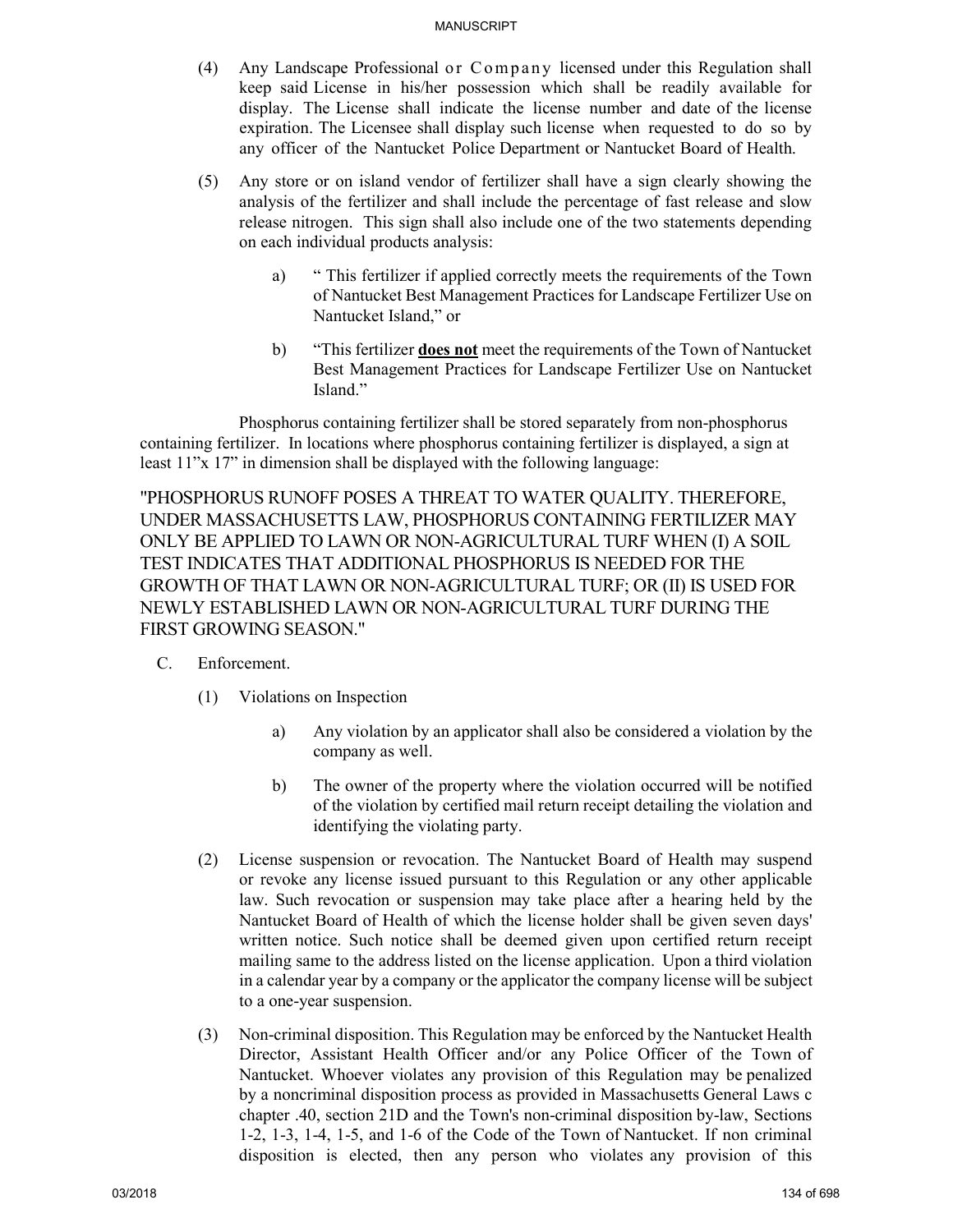(4) Any Landscape Professional or Company licensed under this Regulation shall keep said License in his/her possession which shall be readily available for display. The License shall indicate the license number and date of the license expiration. The Licensee shall display such license when requested to do so by any officer of the Nantucket Police Department or Nantucket Board of Health.

(5) Any store or on island vendor of fertilizer shall have a sign clearly showing the analysis of the fertilizer and shall include the percentage of fast release and slow release nitrogen. This sign shall also include one of the two statements depending on each individual products analysis:

a) " This fertilizer if applied correctly meets the requirements of the Town of Nantucket Best Management Practices for Landscape Fertilizer Use on Nantucket Island," or

b) "This fertilizer **does not** meet the requirements of the Town of Nantucket Best Management Practices for Landscape Fertilizer Use on Nantucket Island."

Phosphorus containing fertilizer shall be stored separately from non-phosphorus containing fertilizer. In locations where phosphorus containing fertilizer is displayed, a sign at least 11"x 17" in dimension shall be displayed with the following language:

"PHOSPHORUS RUNOFF POSES A THREAT TO WATER QUALITY. THEREFORE, UNDER MASSACHUSETTS LAW, PHOSPHORUS CONTAINING FERTILIZER MAY ONLY BE APPLIED TO LAWN OR NON-AGRICULTURAL TURF WHEN (I) A SOIL TEST INDICATES THAT ADDITIONAL PHOSPHORUS IS NEEDED FOR THE GROWTH OF THAT LAWN OR NON-AGRICULTURAL TURF; OR (II) IS USED FOR NEWLY ESTABLISHED LAWN OR NON-AGRICULTURAL TURF DURING THE FIRST GROWING SEASON."

C. Enforcement.

(1) Violations on Inspection

a) Any violation by an applicator shall also be considered a violation by the company as well.

b) The owner of the property where the violation occurred will be notified of the violation by certified mail return receipt detailing the violation and identifying the violating party.

(2) License suspension or revocation. The Nantucket Board of Health may suspend or revoke any license issued pursuant to this Regulation or any other applicable law. Such revocation or suspension may take place after a hearing held by the Nantucket Board of Health of which the license holder shall be given seven days' written notice. Such notice shall be deemed given upon certified return receipt mailing same to the address listed on the license application. Upon a third violation in a calendar year by a company or the applicator the company license will be subject to a one-year suspension.

(3) Non-criminal disposition. This Regulation may be enforced by the Nantucket Health Director, Assistant Health Officer and/or any Police Officer of the Town of Nantucket. Whoever violates any provision of this Regulation may be penalized by a noncriminal disposition process as provided in Massachusetts General Laws c chapter .40, section 21D and the Town's non-criminal disposition by-law, Sections 1-2, 1-3, 1-4, 1-5, and 1-6 of the Code of the Town of Nantucket. If non criminal disposition is elected, then any person who violates any provision of this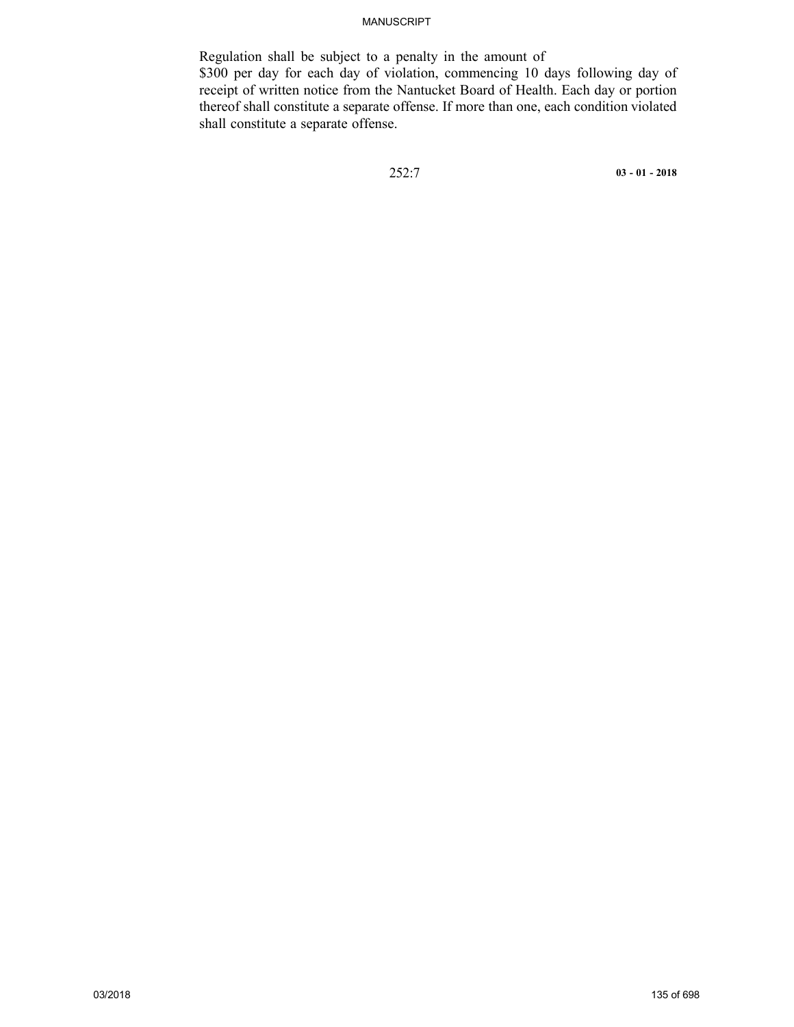Regulation shall be subject to a penalty in the amount of $300 per day for each day of violation, commencing 10 days following day of receipt of written notice from the Nantucket Board of Health. Each day or portion thereof shall constitute a separate offense. If more than one, each condition violated shall constitute a separate offense.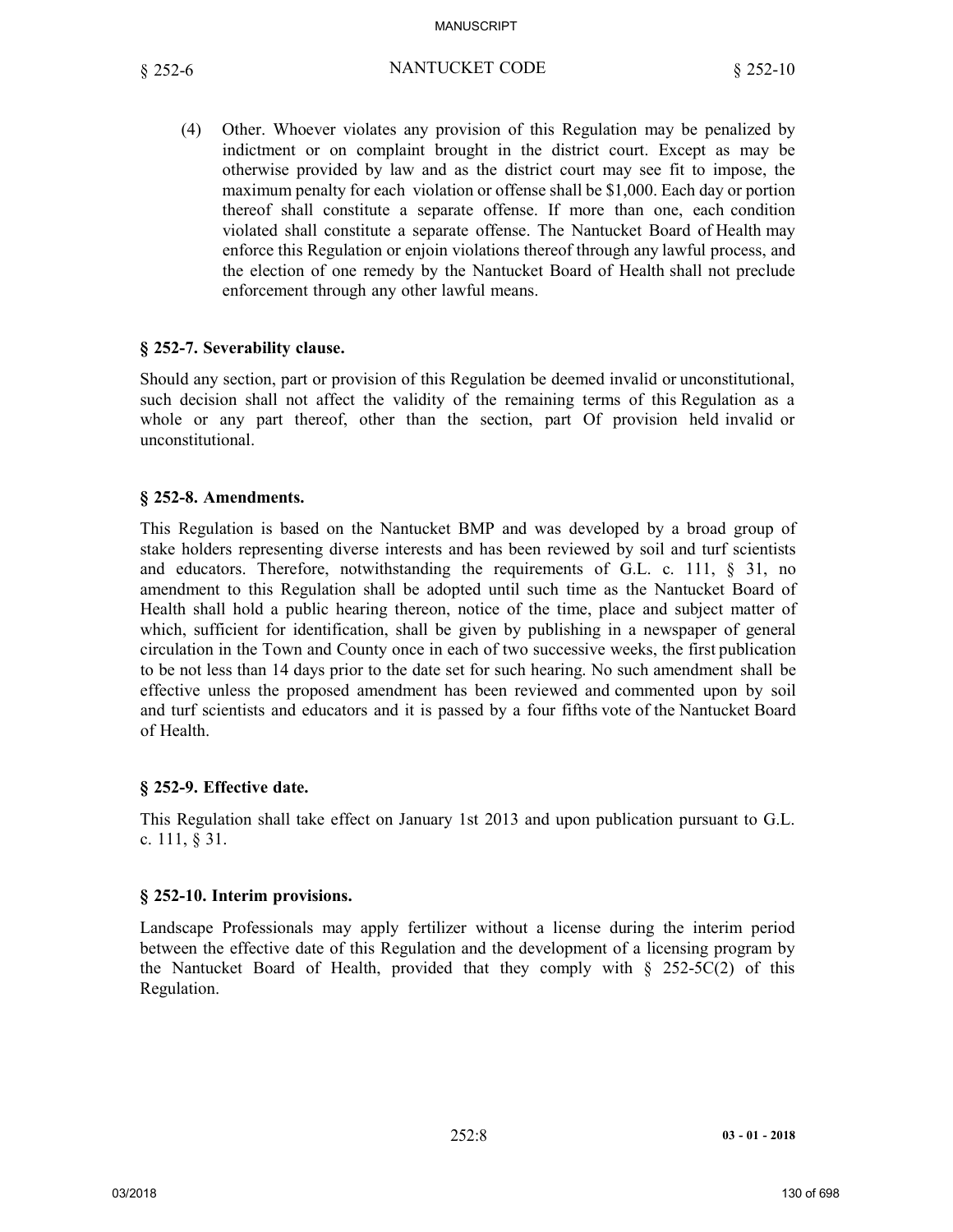(4) Other. Whoever violates any provision of this Regulation may be penalized by indictment or on complaint brought in the district court. Except as may be otherwise provided by law and as the district court may see fit to impose, the maximum penalty for each violation or offense shall be $1,000. Each day or portion thereof shall constitute a separate offense. If more than one, each condition violated shall constitute a separate offense. The Nantucket Board of Health may enforce this Regulation or enjoin violations thereof through any lawful process, and the election of one remedy by the Nantucket Board of Health shall not preclude enforcement through any other lawful means.

### § 252-7. Severability clause.

Should any section, part or provision of this Regulation be deemed invalid or unconstitutional, such decision shall not affect the validity of the remaining terms of this Regulation as a whole or any part thereof, other than the section, part Of provision held invalid or unconstitutional.

### § 252-8. Amendments.

This Regulation is based on the Nantucket BMP and was developed by a broad group of stake holders representing diverse interests and has been reviewed by soil and turf scientists and educators. Therefore, notwithstanding the requirements of G.L. c. 111, § 31, no amendment to this Regulation shall be adopted until such time as the Nantucket Board of Health shall hold a public hearing thereon, notice of the time, place and subject matter of which, sufficient for identification, shall be given by publishing in a newspaper of general circulation in the Town and County once in each of two successive weeks, the first publication to be not less than 14 days prior to the date set for such hearing. No such amendment shall be effective unless the proposed amendment has been reviewed and commented upon by soil and turf scientists and educators and it is passed by a four fifths vote of the Nantucket Board of Health.

### § 252-9. Effective date.

This Regulation shall take effect on January 1st 2013 and upon publication pursuant to G.L. c. 111, § 31.

### § 252-10. Interim provisions.

Landscape Professionals may apply fertilizer without a license during the interim period between the effective date of this Regulation and the development of a licensing program by the Nantucket Board of Health, provided that they comply with § 252-5C(2) of this Regulation.